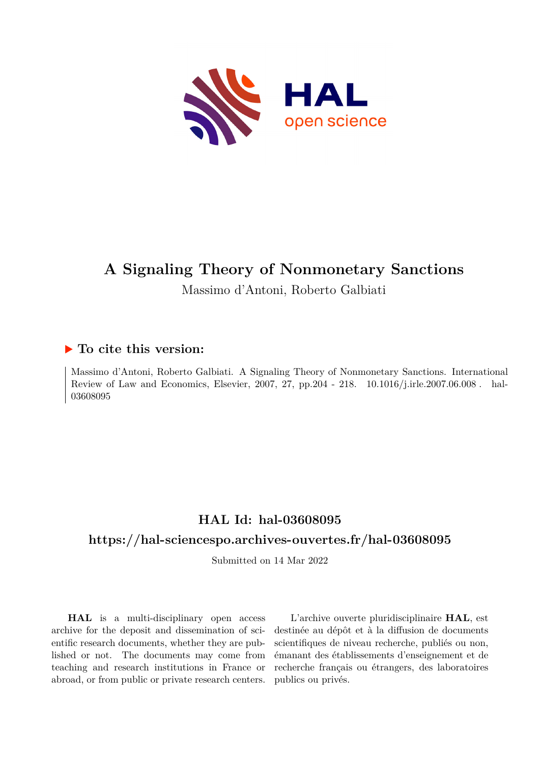# A Signaling Theory of Nonmonetary Sanctions

Massimo d'Antoni, Roberto Galbiati

## ▶ To cite this version:

Massimo d'Antoni, Roberto Galbiati. A Signaling Theory of Nonmonetary Sanctions. International Review of Law and Economics, Elsevier, 2007, 27, pp.204 - 218. 10.1016/j.irle.2007.06.008 . hal-03608095

## HAL Id: hal-03608095

## https://hal-sciencespo.archives-ouvertes.fr/hal-03608095

Submitted on 14 Mar 2022

**HAL** is a multi-disciplinary open access archive for the deposit and dissemination of scientific research documents, whether they are published or not. The documents may come from teaching and research institutions in France or abroad, or from public or private research centers.

L'archive ouverte pluridisciplinaire **HAL**, est destinée au dépôt et à la diffusion de documents scientifiques de niveau recherche, publiés ou non, émanant des établissements d'enseignement et de recherche français ou étrangers, des laboratoires publics ou privés.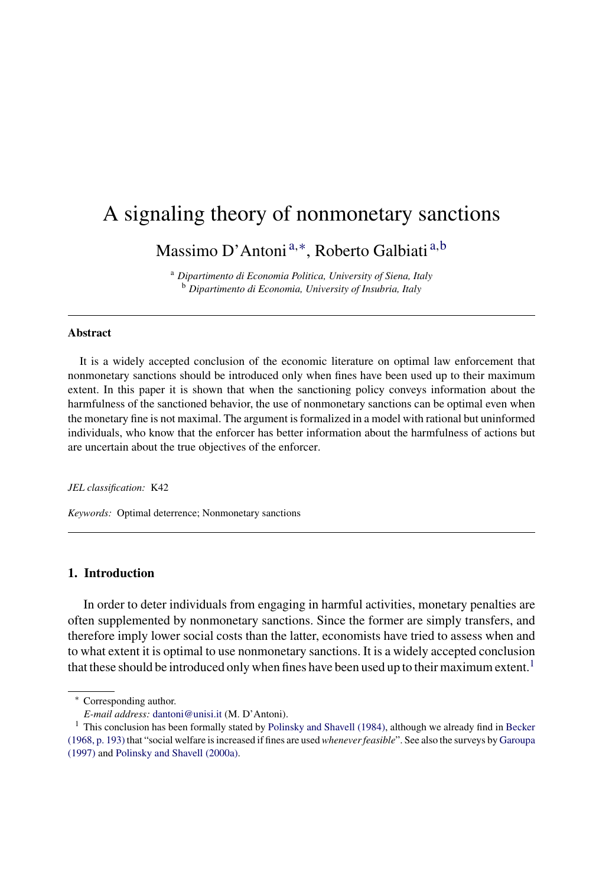# A signaling theory of nonmonetary sanctions

Massimo D'Antoni [a,*], Roberto Galbiati [a,b]

[a] *Dipartimento di Economia Politica, University of Siena, Italy*
[b] *Dipartimento di Economia, University of Insubria, Italy*

---

### Abstract

It is a widely accepted conclusion of the economic literature on optimal law enforcement that nonmonetary sanctions should be introduced only when fines have been used up to their maximum extent. In this paper it is shown that when the sanctioning policy conveys information about the harmfulness of the sanctioned behavior, the use of nonmonetary sanctions can be optimal even when the monetary fine is not maximal. The argument is formalized in a model with rational but uninformed individuals, who know that the enforcer has better information about the harmfulness of actions but are uncertain about the true objectives of the enforcer.

*JEL classification:* K42

*Keywords:* Optimal deterrence; Nonmonetary sanctions

---

## 1. Introduction

In order to deter individuals from engaging in harmful activities, monetary penalties are often supplemented by nonmonetary sanctions. Since the former are simply transfers, and therefore imply lower social costs than the latter, economists have tried to assess when and to what extent it is optimal to use nonmonetary sanctions. It is a widely accepted conclusion that these should be introduced only when fines have been used up to their maximum extent.[1]

---

\* Corresponding author.
*E-mail address:* dantoni@unisi.it (M. D'Antoni).

[1] This conclusion has been formally stated by Polinsky and Shavell (1984), although we already find in Becker (1968, p. 193) that "social welfare is increased if fines are used *whenever feasible*". See also the surveys by Garoupa (1997) and Polinsky and Shavell (2000a).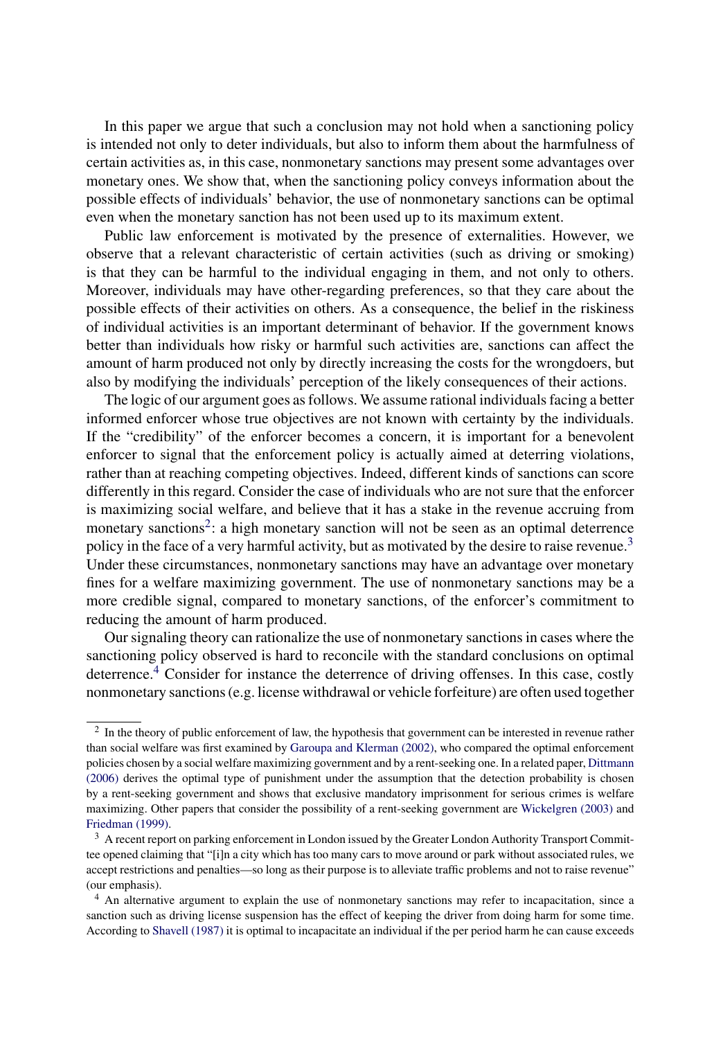In this paper we argue that such a conclusion may not hold when a sanctioning policy is intended not only to deter individuals, but also to inform them about the harmfulness of certain activities as, in this case, nonmonetary sanctions may present some advantages over monetary ones. We show that, when the sanctioning policy conveys information about the possible effects of individuals' behavior, the use of nonmonetary sanctions can be optimal even when the monetary sanction has not been used up to its maximum extent.

Public law enforcement is motivated by the presence of externalities. However, we observe that a relevant characteristic of certain activities (such as driving or smoking) is that they can be harmful to the individual engaging in them, and not only to others. Moreover, individuals may have other-regarding preferences, so that they care about the possible effects of their activities on others. As a consequence, the belief in the riskiness of individual activities is an important determinant of behavior. If the government knows better than individuals how risky or harmful such activities are, sanctions can affect the amount of harm produced not only by directly increasing the costs for the wrongdoers, but also by modifying the individuals' perception of the likely consequences of their actions.

The logic of our argument goes as follows. We assume rational individuals facing a better informed enforcer whose true objectives are not known with certainty by the individuals. If the "credibility" of the enforcer becomes a concern, it is important for a benevolent enforcer to signal that the enforcement policy is actually aimed at deterring violations, rather than at reaching competing objectives. Indeed, different kinds of sanctions can score differently in this regard. Consider the case of individuals who are not sure that the enforcer is maximizing social welfare, and believe that it has a stake in the revenue accruing from monetary sanctions[2]: a high monetary sanction will not be seen as an optimal deterrence policy in the face of a very harmful activity, but as motivated by the desire to raise revenue.[3] Under these circumstances, nonmonetary sanctions may have an advantage over monetary fines for a welfare maximizing government. The use of nonmonetary sanctions may be a more credible signal, compared to monetary sanctions, of the enforcer's commitment to reducing the amount of harm produced.

Our signaling theory can rationalize the use of nonmonetary sanctions in cases where the sanctioning policy observed is hard to reconcile with the standard conclusions on optimal deterrence.[4] Consider for instance the deterrence of driving offenses. In this case, costly nonmonetary sanctions (e.g. license withdrawal or vehicle forfeiture) are often used together

---

[2] In the theory of public enforcement of law, the hypothesis that government can be interested in revenue rather than social welfare was first examined by Garoupa and Klerman (2002), who compared the optimal enforcement policies chosen by a social welfare maximizing government and by a rent-seeking one. In a related paper, Dittmann (2006) derives the optimal type of punishment under the assumption that the detection probability is chosen by a rent-seeking government and shows that exclusive mandatory imprisonment for serious crimes is welfare maximizing. Other papers that consider the possibility of a rent-seeking government are Wickelgren (2003) and Friedman (1999).

[3] A recent report on parking enforcement in London issued by the Greater London Authority Transport Committee opened claiming that "[i]n a city which has too many cars to move around or park without associated rules, we accept restrictions and penalties—so long as their purpose is to alleviate traffic problems and not to raise revenue" (our emphasis).

[4] An alternative argument to explain the use of nonmonetary sanctions may refer to incapacitation, since a sanction such as driving license suspension has the effect of keeping the driver from doing harm for some time. According to Shavell (1987) it is optimal to incapacitate an individual if the per period harm he can cause exceeds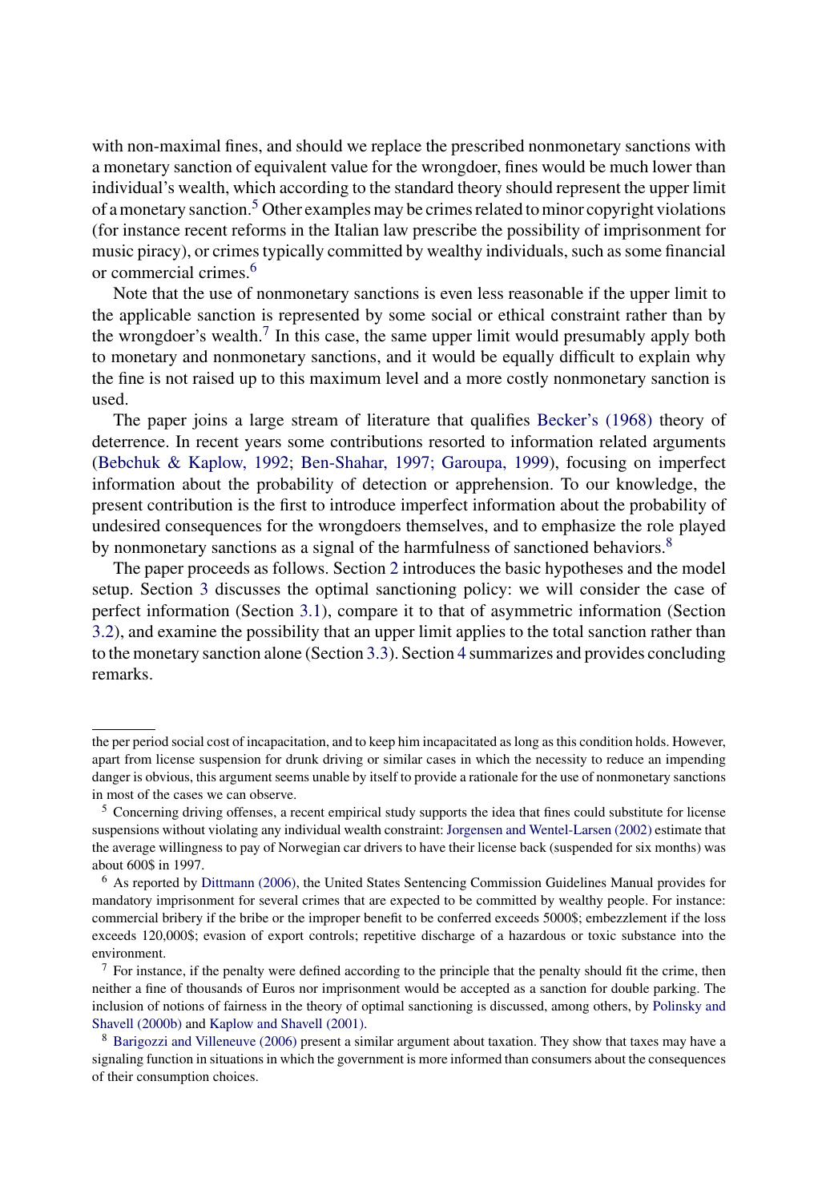with non-maximal fines, and should we replace the prescribed nonmonetary sanctions with a monetary sanction of equivalent value for the wrongdoer, fines would be much lower than individual's wealth, which according to the standard theory should represent the upper limit of a monetary sanction.[5] Other examples may be crimes related to minor copyright violations (for instance recent reforms in the Italian law prescribe the possibility of imprisonment for music piracy), or crimes typically committed by wealthy individuals, such as some financial or commercial crimes.[6]

Note that the use of nonmonetary sanctions is even less reasonable if the upper limit to the applicable sanction is represented by some social or ethical constraint rather than by the wrongdoer's wealth.[7] In this case, the same upper limit would presumably apply both to monetary and nonmonetary sanctions, and it would be equally difficult to explain why the fine is not raised up to this maximum level and a more costly nonmonetary sanction is used.

The paper joins a large stream of literature that qualifies Becker's (1968) theory of deterrence. In recent years some contributions resorted to information related arguments (Bebchuk & Kaplow, 1992; Ben-Shahar, 1997; Garoupa, 1999), focusing on imperfect information about the probability of detection or apprehension. To our knowledge, the present contribution is the first to introduce imperfect information about the probability of undesired consequences for the wrongdoers themselves, and to emphasize the role played by nonmonetary sanctions as a signal of the harmfulness of sanctioned behaviors.[8]

The paper proceeds as follows. Section 2 introduces the basic hypotheses and the model setup. Section 3 discusses the optimal sanctioning policy: we will consider the case of perfect information (Section 3.1), compare it to that of asymmetric information (Section 3.2), and examine the possibility that an upper limit applies to the total sanction rather than to the monetary sanction alone (Section 3.3). Section 4 summarizes and provides concluding remarks.

---

the per period social cost of incapacitation, and to keep him incapacitated as long as this condition holds. However, apart from license suspension for drunk driving or similar cases in which the necessity to reduce an impending danger is obvious, this argument seems unable by itself to provide a rationale for the use of nonmonetary sanctions in most of the cases we can observe.

[5] Concerning driving offenses, a recent empirical study supports the idea that fines could substitute for license suspensions without violating any individual wealth constraint: Jorgensen and Wentel-Larsen (2002) estimate that the average willingness to pay of Norwegian car drivers to have their license back (suspended for six months) was about 600$ in 1997.

[6] As reported by Dittmann (2006), the United States Sentencing Commission Guidelines Manual provides for mandatory imprisonment for several crimes that are expected to be committed by wealthy people. For instance: commercial bribery if the bribe or the improper benefit to be conferred exceeds 5000$; embezzlement if the loss exceeds 120,000$; evasion of export controls; repetitive discharge of a hazardous or toxic substance into the environment.

[7] For instance, if the penalty were defined according to the principle that the penalty should fit the crime, then neither a fine of thousands of Euros nor imprisonment would be accepted as a sanction for double parking. The inclusion of notions of fairness in the theory of optimal sanctioning is discussed, among others, by Polinsky and Shavell (2000b) and Kaplow and Shavell (2001).

[8] Barigozzi and Villeneuve (2006) present a similar argument about taxation. They show that taxes may have a signaling function in situations in which the government is more informed than consumers about the consequences of their consumption choices.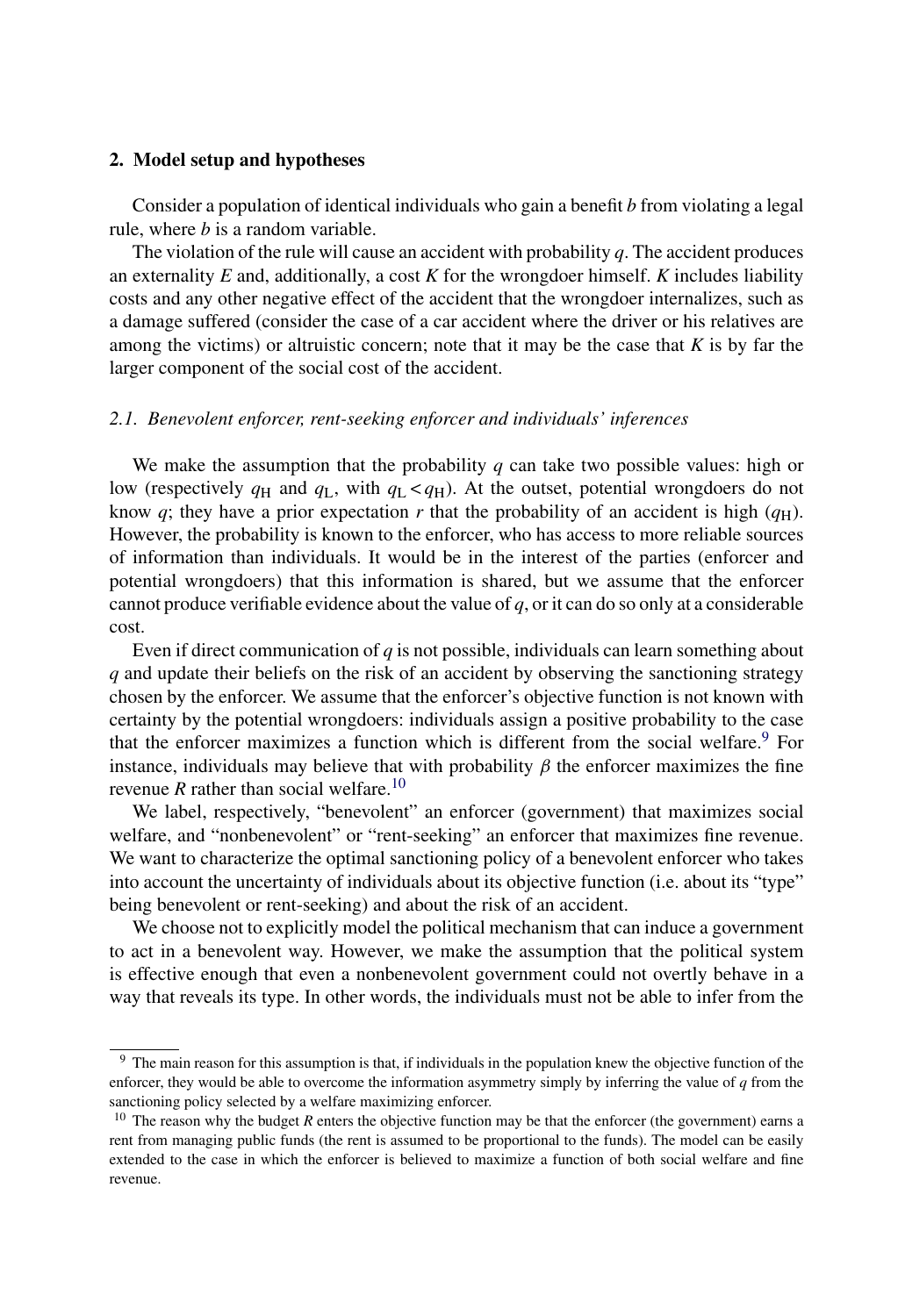## 2. Model setup and hypotheses

Consider a population of identical individuals who gain a benefit $b$ from violating a legal rule, where $b$ is a random variable.

The violation of the rule will cause an accident with probability $q$. The accident produces an externality $E$ and, additionally, a cost $K$ for the wrongdoer himself. $K$ includes liability costs and any other negative effect of the accident that the wrongdoer internalizes, such as a damage suffered (consider the case of a car accident where the driver or his relatives are among the victims) or altruistic concern; note that it may be the case that $K$ is by far the larger component of the social cost of the accident.

### *2.1. Benevolent enforcer, rent-seeking enforcer and individuals' inferences*

We make the assumption that the probability $q$ can take two possible values: high or low (respectively $q_H$ and $q_L$, with $q_L < q_H$). At the outset, potential wrongdoers do not know $q$; they have a prior expectation $r$ that the probability of an accident is high ($q_H$). However, the probability is known to the enforcer, who has access to more reliable sources of information than individuals. It would be in the interest of the parties (enforcer and potential wrongdoers) that this information is shared, but we assume that the enforcer cannot produce verifiable evidence about the value of $q$, or it can do so only at a considerable cost.

Even if direct communication of $q$ is not possible, individuals can learn something about $q$ and update their beliefs on the risk of an accident by observing the sanctioning strategy chosen by the enforcer. We assume that the enforcer's objective function is not known with certainty by the potential wrongdoers: individuals assign a positive probability to the case that the enforcer maximizes a function which is different from the social welfare.[9] For instance, individuals may believe that with probability $\beta$ the enforcer maximizes the fine revenue $R$ rather than social welfare.[10]

We label, respectively, "benevolent" an enforcer (government) that maximizes social welfare, and "nonbenevolent" or "rent-seeking" an enforcer that maximizes fine revenue. We want to characterize the optimal sanctioning policy of a benevolent enforcer who takes into account the uncertainty of individuals about its objective function (i.e. about its "type" being benevolent or rent-seeking) and about the risk of an accident.

We choose not to explicitly model the political mechanism that can induce a government to act in a benevolent way. However, we make the assumption that the political system is effective enough that even a nonbenevolent government could not overtly behave in a way that reveals its type. In other words, the individuals must not be able to infer from the

---

[9] The main reason for this assumption is that, if individuals in the population knew the objective function of the enforcer, they would be able to overcome the information asymmetry simply by inferring the value of $q$ from the sanctioning policy selected by a welfare maximizing enforcer.

[10] The reason why the budget $R$ enters the objective function may be that the enforcer (the government) earns a rent from managing public funds (the rent is assumed to be proportional to the funds). The model can be easily extended to the case in which the enforcer is believed to maximize a function of both social welfare and fine revenue.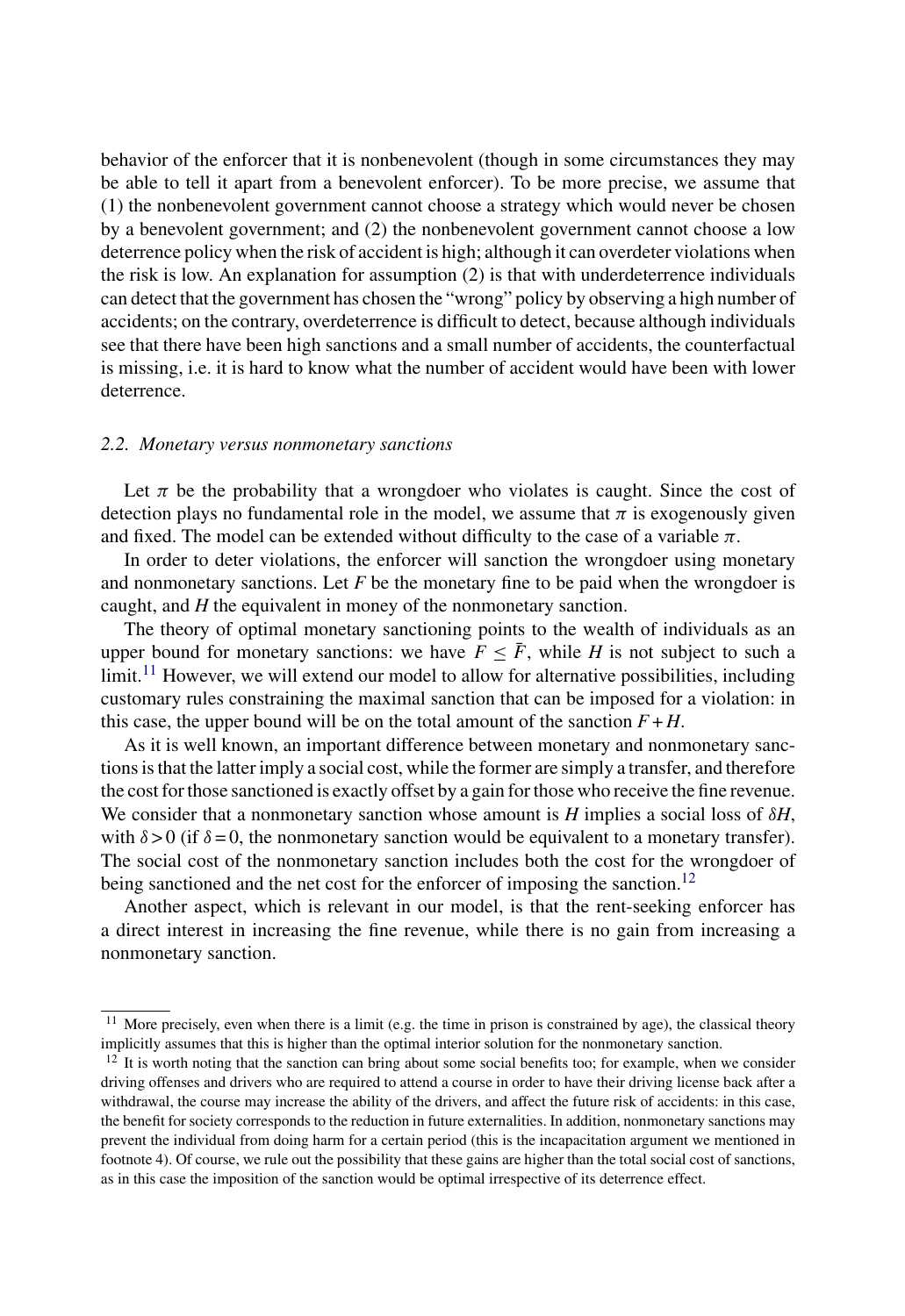behavior of the enforcer that it is nonbenevolent (though in some circumstances they may be able to tell it apart from a benevolent enforcer). To be more precise, we assume that (1) the nonbenevolent government cannot choose a strategy which would never be chosen by a benevolent government; and (2) the nonbenevolent government cannot choose a low deterrence policy when the risk of accident is high; although it can overdeter violations when the risk is low. An explanation for assumption (2) is that with underdeterrence individuals can detect that the government has chosen the "wrong" policy by observing a high number of accidents; on the contrary, overdeterrence is difficult to detect, because although individuals see that there have been high sanctions and a small number of accidents, the counterfactual is missing, i.e. it is hard to know what the number of accident would have been with lower deterrence.

### *2.2. Monetary versus nonmonetary sanctions*

Let $\pi$ be the probability that a wrongdoer who violates is caught. Since the cost of detection plays no fundamental role in the model, we assume that $\pi$ is exogenously given and fixed. The model can be extended without difficulty to the case of a variable $\pi$.

In order to deter violations, the enforcer will sanction the wrongdoer using monetary and nonmonetary sanctions. Let $F$ be the monetary fine to be paid when the wrongdoer is caught, and $H$ the equivalent in money of the nonmonetary sanction.

The theory of optimal monetary sanctioning points to the wealth of individuals as an upper bound for monetary sanctions: we have $F \leq \bar{F}$, while $H$ is not subject to such a limit.[11] However, we will extend our model to allow for alternative possibilities, including customary rules constraining the maximal sanction that can be imposed for a violation: in this case, the upper bound will be on the total amount of the sanction $F+H$.

As it is well known, an important difference between monetary and nonmonetary sanctions is that the latter imply a social cost, while the former are simply a transfer, and therefore the cost for those sanctioned is exactly offset by a gain for those who receive the fine revenue. We consider that a nonmonetary sanction whose amount is $H$ implies a social loss of $\delta H$, with $\delta > 0$ (if $\delta = 0$, the nonmonetary sanction would be equivalent to a monetary transfer). The social cost of the nonmonetary sanction includes both the cost for the wrongdoer of being sanctioned and the net cost for the enforcer of imposing the sanction.[12]

Another aspect, which is relevant in our model, is that the rent-seeking enforcer has a direct interest in increasing the fine revenue, while there is no gain from increasing a nonmonetary sanction.

---

[11] More precisely, even when there is a limit (e.g. the time in prison is constrained by age), the classical theory implicitly assumes that this is higher than the optimal interior solution for the nonmonetary sanction.

[12] It is worth noting that the sanction can bring about some social benefits too; for example, when we consider driving offenses and drivers who are required to attend a course in order to have their driving license back after a withdrawal, the course may increase the ability of the drivers, and affect the future risk of accidents: in this case, the benefit for society corresponds to the reduction in future externalities. In addition, nonmonetary sanctions may prevent the individual from doing harm for a certain period (this is the incapacitation argument we mentioned in footnote 4). Of course, we rule out the possibility that these gains are higher than the total social cost of sanctions, as in this case the imposition of the sanction would be optimal irrespective of its deterrence effect.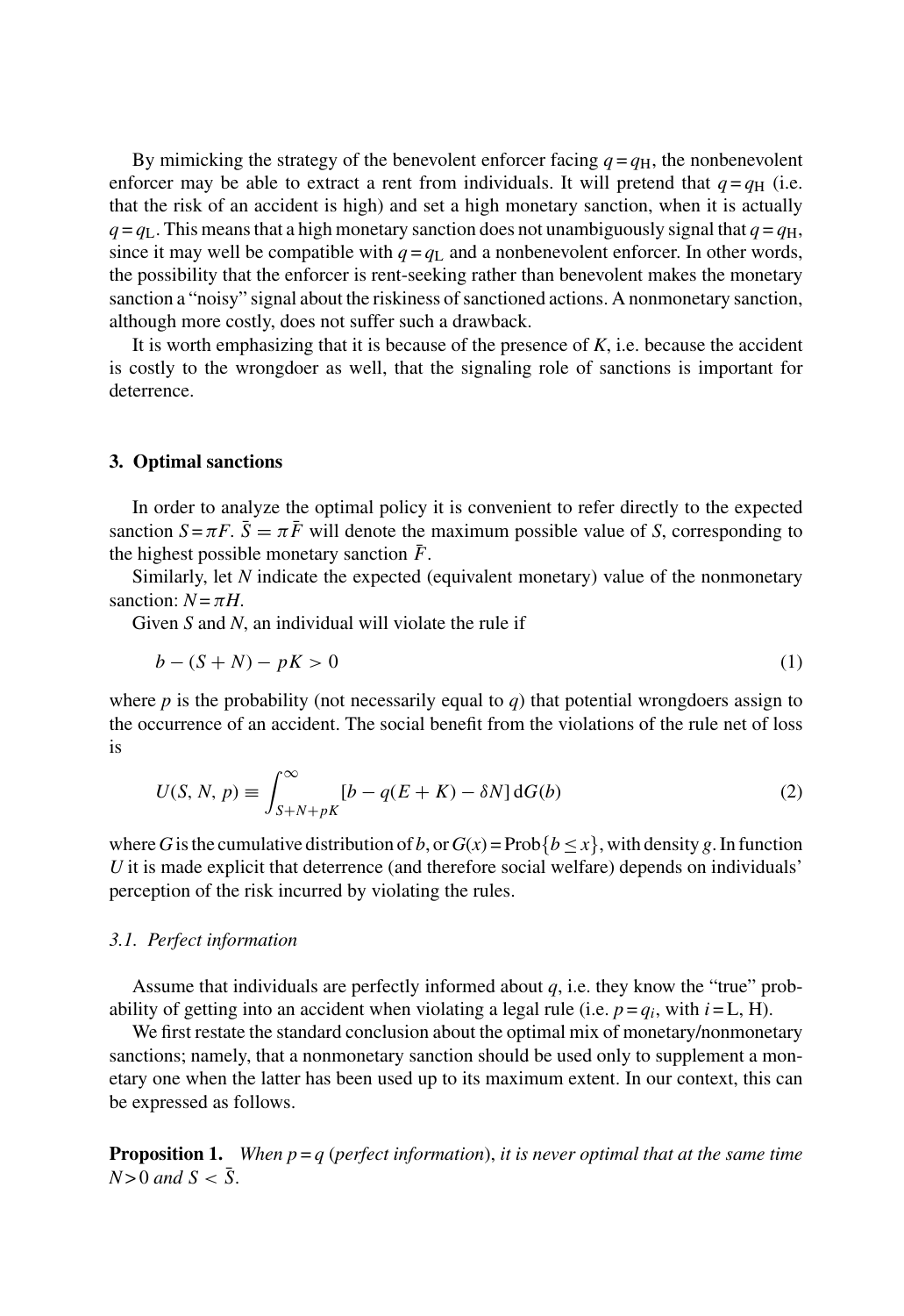By mimicking the strategy of the benevolent enforcer facing $q = q_H$, the nonbenevolent enforcer may be able to extract a rent from individuals. It will pretend that $q = q_H$ (i.e. that the risk of an accident is high) and set a high monetary sanction, when it is actually $q = q_L$. This means that a high monetary sanction does not unambiguously signal that $q = q_H$, since it may well be compatible with $q = q_L$ and a nonbenevolent enforcer. In other words, the possibility that the enforcer is rent-seeking rather than benevolent makes the monetary sanction a "noisy" signal about the riskiness of sanctioned actions. A nonmonetary sanction, although more costly, does not suffer such a drawback.

It is worth emphasizing that it is because of the presence of $K$, i.e. because the accident is costly to the wrongdoer as well, that the signaling role of sanctions is important for deterrence.

## 3. Optimal sanctions

In order to analyze the optimal policy it is convenient to refer directly to the expected sanction $S = \pi F$. $\bar{S} = \pi \bar{F}$ will denote the maximum possible value of $S$, corresponding to the highest possible monetary sanction $\bar{F}$.

Similarly, let $N$ indicate the expected (equivalent monetary) value of the nonmonetary sanction: $N = \pi H$.

Given $S$ and $N$, an individual will violate the rule if

$$b - (S + N) - pK > 0 \tag{1}$$

where $p$ is the probability (not necessarily equal to $q$) that potential wrongdoers assign to the occurrence of an accident. The social benefit from the violations of the rule net of loss is

$$U(S, N, p) \equiv \int_{S+N+pK}^{\infty} [b - q(E + K) - \delta N] \, \mathrm{d}G(b) \tag{2}$$

where $G$ is the cumulative distribution of $b$, or $G(x) = \text{Prob}\{b \leq x\}$, with density $g$. In function $U$ it is made explicit that deterrence (and therefore social welfare) depends on individuals' perception of the risk incurred by violating the rules.

### 3.1. Perfect information

Assume that individuals are perfectly informed about $q$, i.e. they know the "true" probability of getting into an accident when violating a legal rule (i.e. $p = q_i$, with $i = \text{L, H}$).

We first restate the standard conclusion about the optimal mix of monetary/nonmonetary sanctions; namely, that a nonmonetary sanction should be used only to supplement a monetary one when the latter has been used up to its maximum extent. In our context, this can be expressed as follows.

**Proposition 1.** *When $p = q$ (perfect information), it is never optimal that at the same time $N > 0$ and $S < \bar{S}$.*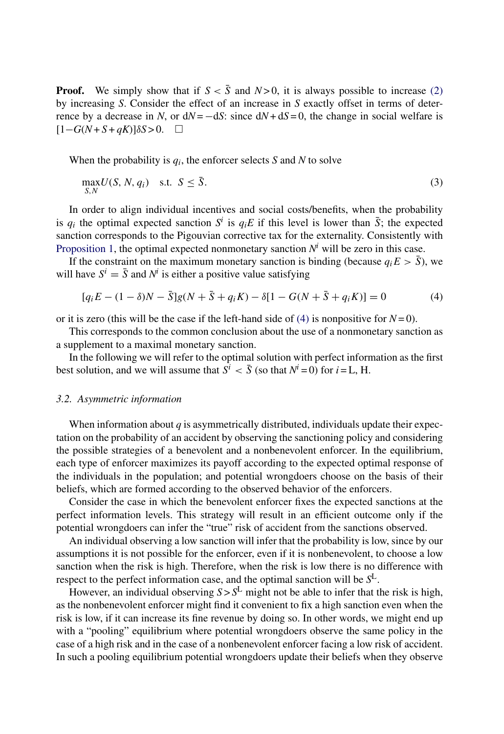**Proof.** We simply show that if $S < \bar{S}$ and $N > 0$, it is always possible to increase (2) by increasing $S$. Consider the effect of an increase in $S$ exactly offset in terms of deterrence by a decrease in $N$, or $\mathrm{d}N = -\mathrm{d}S$: since $\mathrm{d}N + \mathrm{d}S = 0$, the change in social welfare is $[1 - G(N + S + qK)]\delta S > 0$. $\square$

When the probability is $q_i$, the enforcer selects $S$ and $N$ to solve

$$\max_{S,N} U(S, N, q_i) \quad \text{s.t. } S \leq \bar{S}. \tag{3}$$

In order to align individual incentives and social costs/benefits, when the probability is $q_i$ the optimal expected sanction $S^i$ is $q_i E$ if this level is lower than $\bar{S}$; the expected sanction corresponds to the Pigouvian corrective tax for the externality. Consistently with Proposition 1, the optimal expected nonmonetary sanction $N^i$ will be zero in this case.

If the constraint on the maximum monetary sanction is binding (because $q_i E > \bar{S}$), we will have $S^i = \bar{S}$ and $N^i$ is either a positive value satisfying

$$[q_i E - (1 - \delta)N - \bar{S}]g(N + \bar{S} + q_i K) - \delta[1 - G(N + \bar{S} + q_i K)] = 0 \tag{4}$$

or it is zero (this will be the case if the left-hand side of (4) is nonpositive for $N = 0$).

This corresponds to the common conclusion about the use of a nonmonetary sanction as a supplement to a maximal monetary sanction.

In the following we will refer to the optimal solution with perfect information as the first best solution, and we will assume that $S^i < \bar{S}$ (so that $N^i = 0$) for $i = \mathrm{L}, \mathrm{H}$.

### 3.2. Asymmetric information

When information about $q$ is asymmetrically distributed, individuals update their expectation on the probability of an accident by observing the sanctioning policy and considering the possible strategies of a benevolent and a nonbenevolent enforcer. In the equilibrium, each type of enforcer maximizes its payoff according to the expected optimal response of the individuals in the population; and potential wrongdoers choose on the basis of their beliefs, which are formed according to the observed behavior of the enforcers.

Consider the case in which the benevolent enforcer fixes the expected sanctions at the perfect information levels. This strategy will result in an efficient outcome only if the potential wrongdoers can infer the "true" risk of accident from the sanctions observed.

An individual observing a low sanction will infer that the probability is low, since by our assumptions it is not possible for the enforcer, even if it is nonbenevolent, to choose a low sanction when the risk is high. Therefore, when the risk is low there is no difference with respect to the perfect information case, and the optimal sanction will be $S^{\mathrm{L}}$.

However, an individual observing $S > S^{\mathrm{L}}$ might not be able to infer that the risk is high, as the nonbenevolent enforcer might find it convenient to fix a high sanction even when the risk is low, if it can increase its fine revenue by doing so. In other words, we might end up with a "pooling" equilibrium where potential wrongdoers observe the same policy in the case of a high risk and in the case of a nonbenevolent enforcer facing a low risk of accident. In such a pooling equilibrium potential wrongdoers update their beliefs when they observe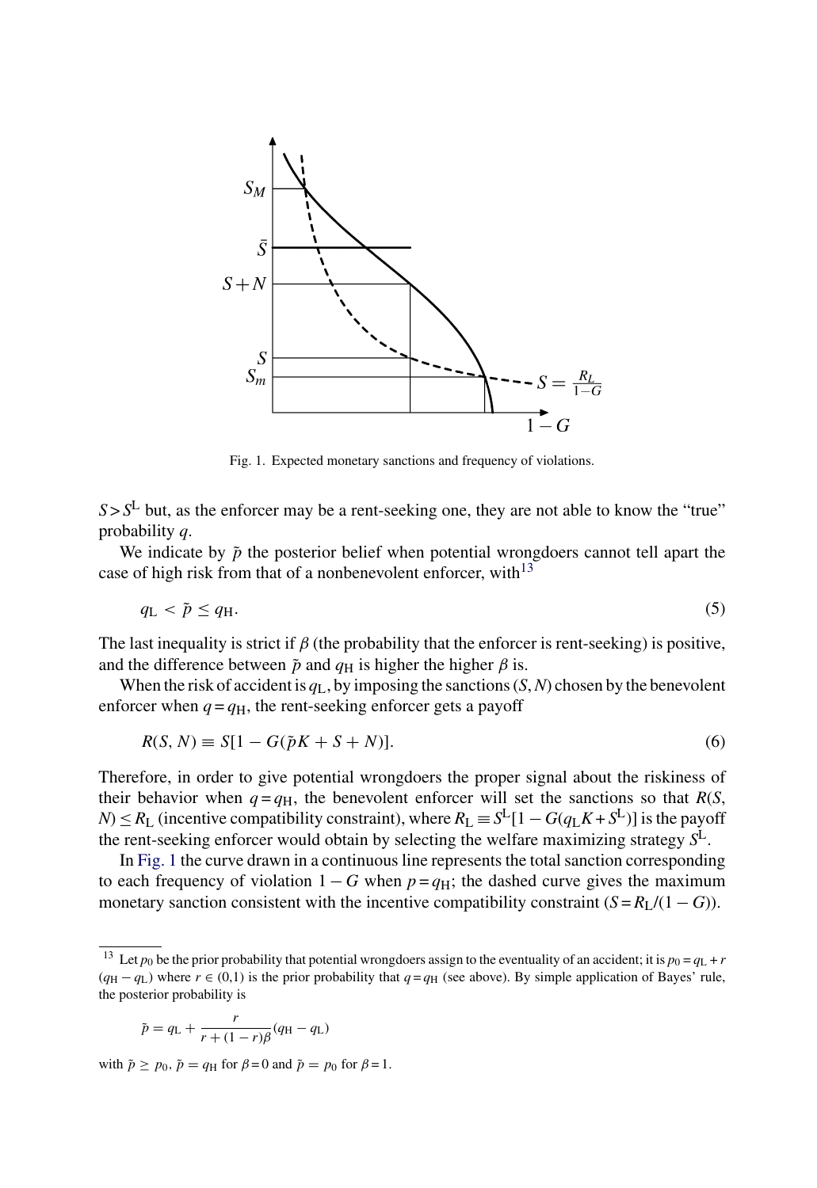Fig. 1. Expected monetary sanctions and frequency of violations.

$S > S^{\mathrm{L}}$ but, as the enforcer may be a rent-seeking one, they are not able to know the "true" probability $q$.

We indicate by $\tilde{p}$ the posterior belief when potential wrongdoers cannot tell apart the case of high risk from that of a nonbenevolent enforcer, with[13]

$$q_{\mathrm{L}} < \tilde{p} \leq q_{\mathrm{H}}. \tag{5}$$

The last inequality is strict if $\beta$ (the probability that the enforcer is rent-seeking) is positive, and the difference between $\tilde{p}$ and $q_{\mathrm{H}}$ is higher the higher $\beta$ is.

When the risk of accident is $q_{\mathrm{L}}$, by imposing the sanctions $(S, N)$ chosen by the benevolent enforcer when $q = q_{\mathrm{H}}$, the rent-seeking enforcer gets a payoff

$$R(S, N) \equiv S[1 - G(\tilde{p}K + S + N)]. \tag{6}$$

Therefore, in order to give potential wrongdoers the proper signal about the riskiness of their behavior when $q = q_{\mathrm{H}}$, the benevolent enforcer will set the sanctions so that $R(S, N) \leq R_{\mathrm{L}}$ (incentive compatibility constraint), where $R_{\mathrm{L}} \equiv S^{\mathrm{L}}[1 - G(q_{\mathrm{L}}K + S^{\mathrm{L}})]$ is the payoff the rent-seeking enforcer would obtain by selecting the welfare maximizing strategy $S^{\mathrm{L}}$.

In Fig. 1 the curve drawn in a continuous line represents the total sanction corresponding to each frequency of violation $1 - G$ when $p = q_{\mathrm{H}}$; the dashed curve gives the maximum monetary sanction consistent with the incentive compatibility constraint ($S = R_{\mathrm{L}}/(1 - G)$).

[13] Let $p_0$ be the prior probability that potential wrongdoers assign to the eventuality of an accident; it is $p_0 = q_{\mathrm{L}} + r(q_{\mathrm{H}} - q_{\mathrm{L}})$ where $r \in (0,1)$ is the prior probability that $q = q_{\mathrm{H}}$ (see above). By simple application of Bayes' rule, the posterior probability is

$$\tilde{p} = q_{\mathrm{L}} + \frac{r}{r + (1 - r)\beta}(q_{\mathrm{H}} - q_{\mathrm{L}})$$

with $\tilde{p} \geq p_0$, $\tilde{p} = q_{\mathrm{H}}$ for $\beta = 0$ and $\tilde{p} = p_0$ for $\beta = 1$.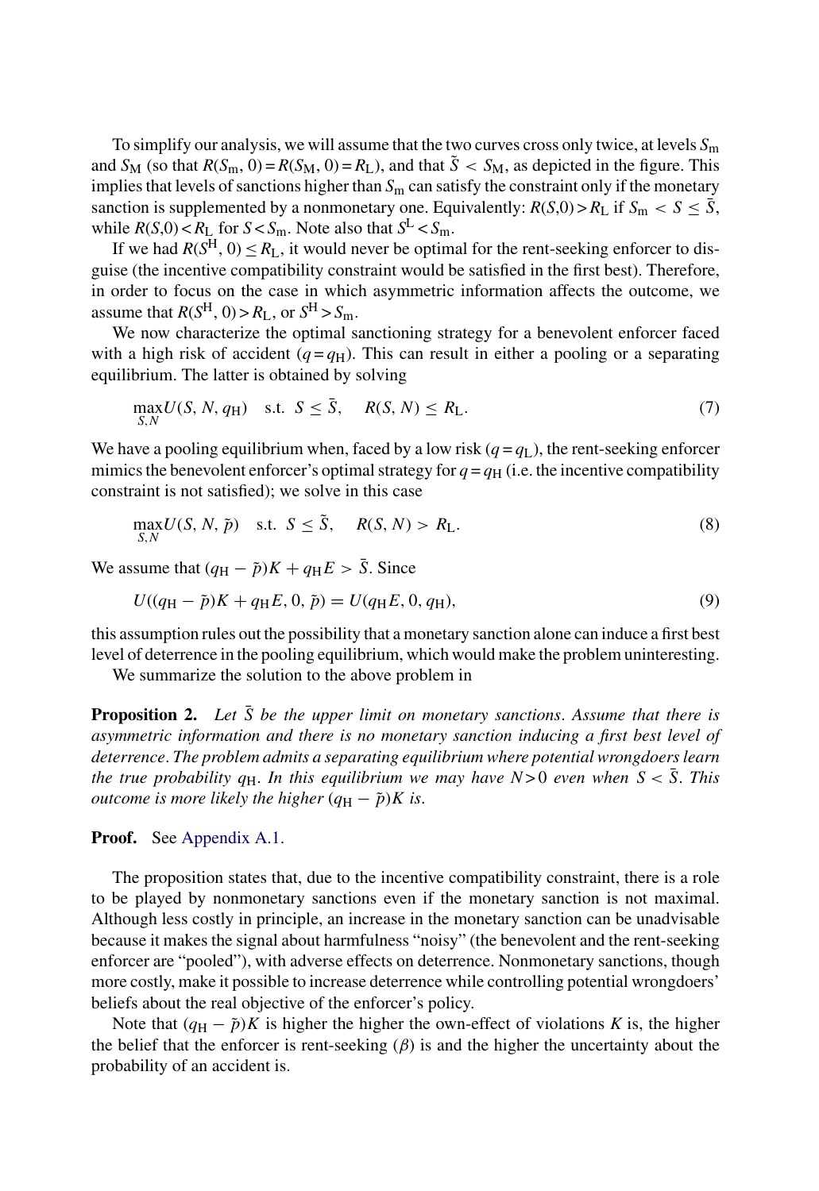To simplify our analysis, we will assume that the two curves cross only twice, at levels $S_{\mathrm{m}}$ and $S_{\mathrm{M}}$ (so that $R(S_{\mathrm{m}}, 0) = R(S_{\mathrm{M}}, 0) = R_{\mathrm{L}}$), and that $\tilde{S} < S_{\mathrm{M}}$, as depicted in the figure. This implies that levels of sanctions higher than $S_{\mathrm{m}}$ can satisfy the constraint only if the monetary sanction is supplemented by a nonmonetary one. Equivalently: $R(S,0) > R_{\mathrm{L}}$ if $S_{\mathrm{m}} < S \leq \bar{S}$, while $R(S,0) < R_{\mathrm{L}}$ for $S < S_{\mathrm{m}}$. Note also that $S^{\mathrm{L}} < S_{\mathrm{m}}$.

If we had $R(S^{\mathrm{H}}, 0) \leq R_{\mathrm{L}}$, it would never be optimal for the rent-seeking enforcer to disguise (the incentive compatibility constraint would be satisfied in the first best). Therefore, in order to focus on the case in which asymmetric information affects the outcome, we assume that $R(S^{\mathrm{H}}, 0) > R_{\mathrm{L}}$, or $S^{\mathrm{H}} > S_{\mathrm{m}}$.

We now characterize the optimal sanctioning strategy for a benevolent enforcer faced with a high risk of accident ($q = q_{\mathrm{H}}$). This can result in either a pooling or a separating equilibrium. The latter is obtained by solving

$$\max_{S,N} U(S, N, q_{\mathrm{H}}) \quad \text{s.t.} \quad S \leq \bar{S}, \quad R(S, N) \leq R_{\mathrm{L}}. \tag{7}$$

We have a pooling equilibrium when, faced by a low risk ($q = q_{\mathrm{L}}$), the rent-seeking enforcer mimics the benevolent enforcer's optimal strategy for $q = q_{\mathrm{H}}$ (i.e. the incentive compatibility constraint is not satisfied); we solve in this case

$$\max_{S,N} U(S, N, \tilde{p}) \quad \text{s.t.} \quad S \leq \tilde{S}, \quad R(S, N) > R_{\mathrm{L}}. \tag{8}$$

We assume that $(q_{\mathrm{H}} - \tilde{p})K + q_{\mathrm{H}}E > \bar{S}$. Since

$$U((q_{\mathrm{H}} - \tilde{p})K + q_{\mathrm{H}}E, 0, \tilde{p}) = U(q_{\mathrm{H}}E, 0, q_{\mathrm{H}}), \tag{9}$$

this assumption rules out the possibility that a monetary sanction alone can induce a first best level of deterrence in the pooling equilibrium, which would make the problem uninteresting.

We summarize the solution to the above problem in

**Proposition 2.** *Let $\bar{S}$ be the upper limit on monetary sanctions. Assume that there is asymmetric information and there is no monetary sanction inducing a first best level of deterrence. The problem admits a separating equilibrium where potential wrongdoers learn the true probability $q_{\mathrm{H}}$. In this equilibrium we may have $N > 0$ even when $S < \bar{S}$. This outcome is more likely the higher $(q_{\mathrm{H}} - \tilde{p})K$ is.*

**Proof.** See Appendix A.1.

The proposition states that, due to the incentive compatibility constraint, there is a role to be played by nonmonetary sanctions even if the monetary sanction is not maximal. Although less costly in principle, an increase in the monetary sanction can be unadvisable because it makes the signal about harmfulness "noisy" (the benevolent and the rent-seeking enforcer are "pooled"), with adverse effects on deterrence. Nonmonetary sanctions, though more costly, make it possible to increase deterrence while controlling potential wrongdoers' beliefs about the real objective of the enforcer's policy.

Note that $(q_{\mathrm{H}} - \tilde{p})K$ is higher the higher the own-effect of violations $K$ is, the higher the belief that the enforcer is rent-seeking ($\beta$) is and the higher the uncertainty about the probability of an accident is.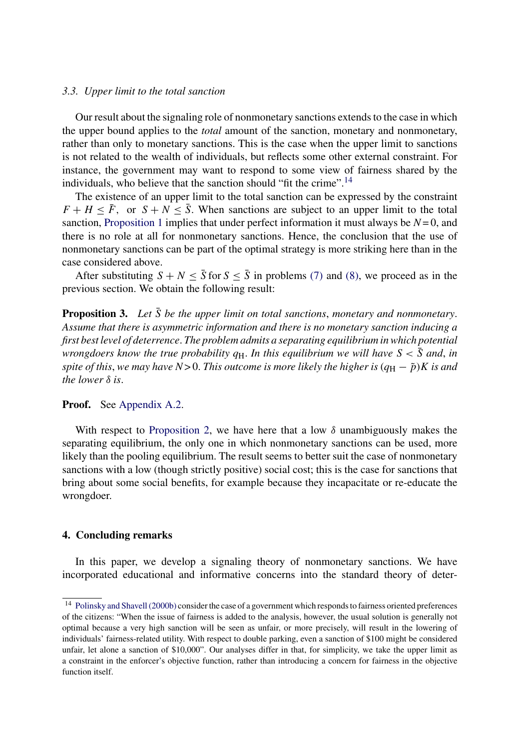### 3.3. Upper limit to the total sanction

Our result about the signaling role of nonmonetary sanctions extends to the case in which the upper bound applies to the *total* amount of the sanction, monetary and nonmonetary, rather than only to monetary sanctions. This is the case when the upper limit to sanctions is not related to the wealth of individuals, but reflects some other external constraint. For instance, the government may want to respond to some view of fairness shared by the individuals, who believe that the sanction should "fit the crime".[14]

The existence of an upper limit to the total sanction can be expressed by the constraint $F + H \leq \bar{F}$, or $S + N \leq \bar{S}$. When sanctions are subject to an upper limit to the total sanction, Proposition 1 implies that under perfect information it must always be $N = 0$, and there is no role at all for nonmonetary sanctions. Hence, the conclusion that the use of nonmonetary sanctions can be part of the optimal strategy is more striking here than in the case considered above.

After substituting $S + N \leq \bar{S}$ for $S \leq \bar{S}$ in problems (7) and (8), we proceed as in the previous section. We obtain the following result:

**Proposition 3.** *Let $\bar{S}$ be the upper limit on total sanctions, monetary and nonmonetary. Assume that there is asymmetric information and there is no monetary sanction inducing a first best level of deterrence. The problem admits a separating equilibrium in which potential wrongdoers know the true probability $q_H$. In this equilibrium we will have $S < \bar{S}$ and, in spite of this, we may have $N > 0$. This outcome is more likely the higher is $(q_H - \tilde{p})K$ is and the lower $\delta$ is.*

**Proof.** See Appendix A.2.

With respect to Proposition 2, we have here that a low $\delta$ unambiguously makes the separating equilibrium, the only one in which nonmonetary sanctions can be used, more likely than the pooling equilibrium. The result seems to better suit the case of nonmonetary sanctions with a low (though strictly positive) social cost; this is the case for sanctions that bring about some social benefits, for example because they incapacitate or re-educate the wrongdoer.

## 4. Concluding remarks

In this paper, we develop a signaling theory of nonmonetary sanctions. We have incorporated educational and informative concerns into the standard theory of deter-

---

[14] Polinsky and Shavell (2000b) consider the case of a government which responds to fairness oriented preferences of the citizens: "When the issue of fairness is added to the analysis, however, the usual solution is generally not optimal because a very high sanction will be seen as unfair, or more precisely, will result in the lowering of individuals' fairness-related utility. With respect to double parking, even a sanction of $100 might be considered unfair, let alone a sanction of $10,000". Our analyses differ in that, for simplicity, we take the upper limit as a constraint in the enforcer's objective function, rather than introducing a concern for fairness in the objective function itself.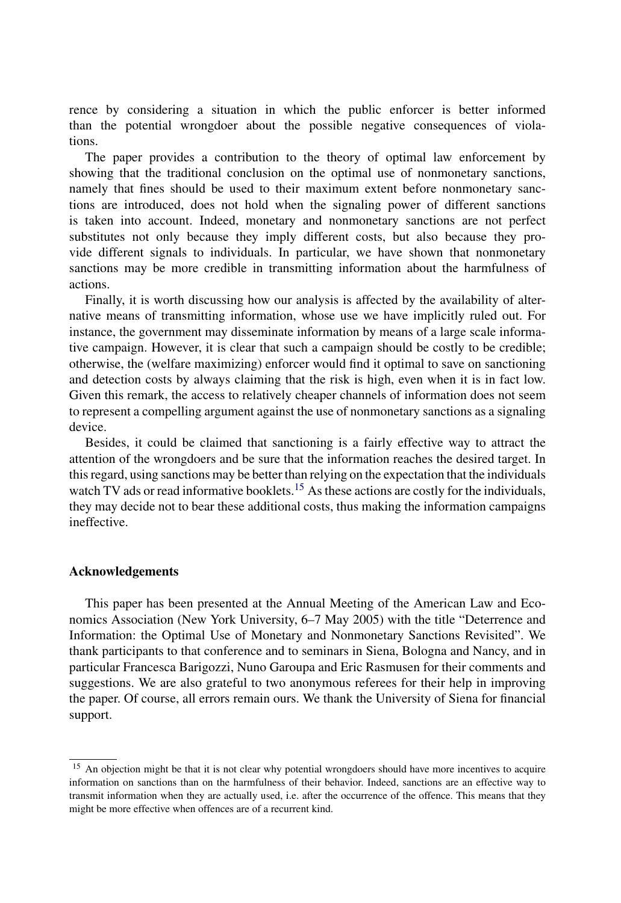rence by considering a situation in which the public enforcer is better informed than the potential wrongdoer about the possible negative consequences of violations.

The paper provides a contribution to the theory of optimal law enforcement by showing that the traditional conclusion on the optimal use of nonmonetary sanctions, namely that fines should be used to their maximum extent before nonmonetary sanctions are introduced, does not hold when the signaling power of different sanctions is taken into account. Indeed, monetary and nonmonetary sanctions are not perfect substitutes not only because they imply different costs, but also because they provide different signals to individuals. In particular, we have shown that nonmonetary sanctions may be more credible in transmitting information about the harmfulness of actions.

Finally, it is worth discussing how our analysis is affected by the availability of alternative means of transmitting information, whose use we have implicitly ruled out. For instance, the government may disseminate information by means of a large scale informative campaign. However, it is clear that such a campaign should be costly to be credible; otherwise, the (welfare maximizing) enforcer would find it optimal to save on sanctioning and detection costs by always claiming that the risk is high, even when it is in fact low. Given this remark, the access to relatively cheaper channels of information does not seem to represent a compelling argument against the use of nonmonetary sanctions as a signaling device.

Besides, it could be claimed that sanctioning is a fairly effective way to attract the attention of the wrongdoers and be sure that the information reaches the desired target. In this regard, using sanctions may be better than relying on the expectation that the individuals watch TV ads or read informative booklets.[15] As these actions are costly for the individuals, they may decide not to bear these additional costs, thus making the information campaigns ineffective.

## Acknowledgements

This paper has been presented at the Annual Meeting of the American Law and Economics Association (New York University, 6–7 May 2005) with the title "Deterrence and Information: the Optimal Use of Monetary and Nonmonetary Sanctions Revisited". We thank participants to that conference and to seminars in Siena, Bologna and Nancy, and in particular Francesca Barigozzi, Nuno Garoupa and Eric Rasmusen for their comments and suggestions. We are also grateful to two anonymous referees for their help in improving the paper. Of course, all errors remain ours. We thank the University of Siena for financial support.

---

[15] An objection might be that it is not clear why potential wrongdoers should have more incentives to acquire information on sanctions than on the harmfulness of their behavior. Indeed, sanctions are an effective way to transmit information when they are actually used, i.e. after the occurrence of the offence. This means that they might be more effective when offences are of a recurrent kind.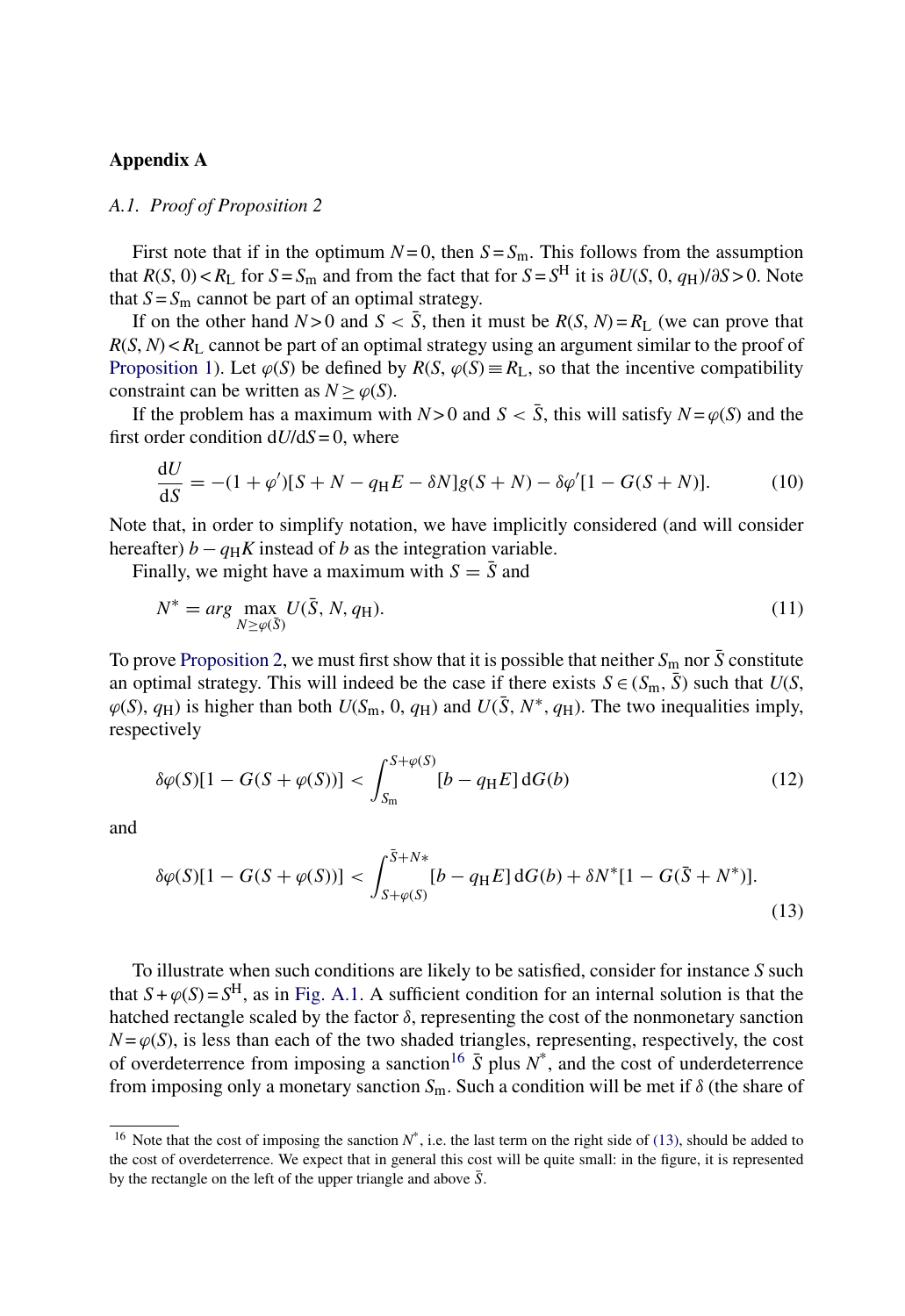## Appendix A

### *A.1. Proof of Proposition 2*

First note that if in the optimum $N = 0$, then $S = S_m$. This follows from the assumption that $R(S, 0) < R_L$ for $S = S_m$ and from the fact that for $S = S^H$ it is $\partial U(S, 0, q_H)/\partial S > 0$. Note that $S = S_m$ cannot be part of an optimal strategy.

If on the other hand $N > 0$ and $S < \bar{S}$, then it must be $R(S, N) = R_L$ (we can prove that $R(S, N) < R_L$ cannot be part of an optimal strategy using an argument similar to the proof of Proposition 1). Let $\varphi(S)$ be defined by $R(S, \varphi(S)) \equiv R_L$, so that the incentive compatibility constraint can be written as $N \geq \varphi(S)$.

If the problem has a maximum with $N > 0$ and $S < \bar{S}$, this will satisfy $N = \varphi(S)$ and the first order condition $\mathrm{d}U/\mathrm{d}S = 0$, where

$$\frac{\mathrm{d}U}{\mathrm{d}S} = -(1 + \varphi')[S + N - q_H E - \delta N]g(S + N) - \delta\varphi'[1 - G(S + N)]. \tag{10}$$

Note that, in order to simplify notation, we have implicitly considered (and will consider hereafter) $b - q_H K$ instead of $b$ as the integration variable.

Finally, we might have a maximum with $S = \bar{S}$ and

$$N^* = arg \max_{N \geq \varphi(\bar{S})} U(\bar{S}, N, q_H). \tag{11}$$

To prove Proposition 2, we must first show that it is possible that neither $S_m$ nor $\bar{S}$ constitute an optimal strategy. This will indeed be the case if there exists $S \in (S_m, \bar{S})$ such that $U(S, \varphi(S), q_H)$ is higher than both $U(S_m, 0, q_H)$ and $U(\bar{S}, N^*, q_H)$. The two inequalities imply, respectively

$$\delta\varphi(S)[1 - G(S + \varphi(S))] < \int_{S_m}^{S+\varphi(S)} [b - q_H E]\, \mathrm{d}G(b) \tag{12}$$

and

$$\delta\varphi(S)[1 - G(S + \varphi(S))] < \int_{S+\varphi(S)}^{\bar{S}+N*} [b - q_H E]\, \mathrm{d}G(b) + \delta N^*[1 - G(\bar{S} + N^*)]. \tag{13}$$

To illustrate when such conditions are likely to be satisfied, consider for instance $S$ such that $S + \varphi(S) = S^H$, as in Fig. A.1. A sufficient condition for an internal solution is that the hatched rectangle scaled by the factor $\delta$, representing the cost of the nonmonetary sanction $N = \varphi(S)$, is less than each of the two shaded triangles, representing, respectively, the cost of overdeterrence from imposing a sanction[16] $\bar{S}$ plus $N^*$, and the cost of underdeterrence from imposing only a monetary sanction $S_m$. Such a condition will be met if $\delta$ (the share of

[16] Note that the cost of imposing the sanction $N^*$, i.e. the last term on the right side of (13), should be added to the cost of overdeterrence. We expect that in general this cost will be quite small: in the figure, it is represented by the rectangle on the left of the upper triangle and above $\bar{S}$.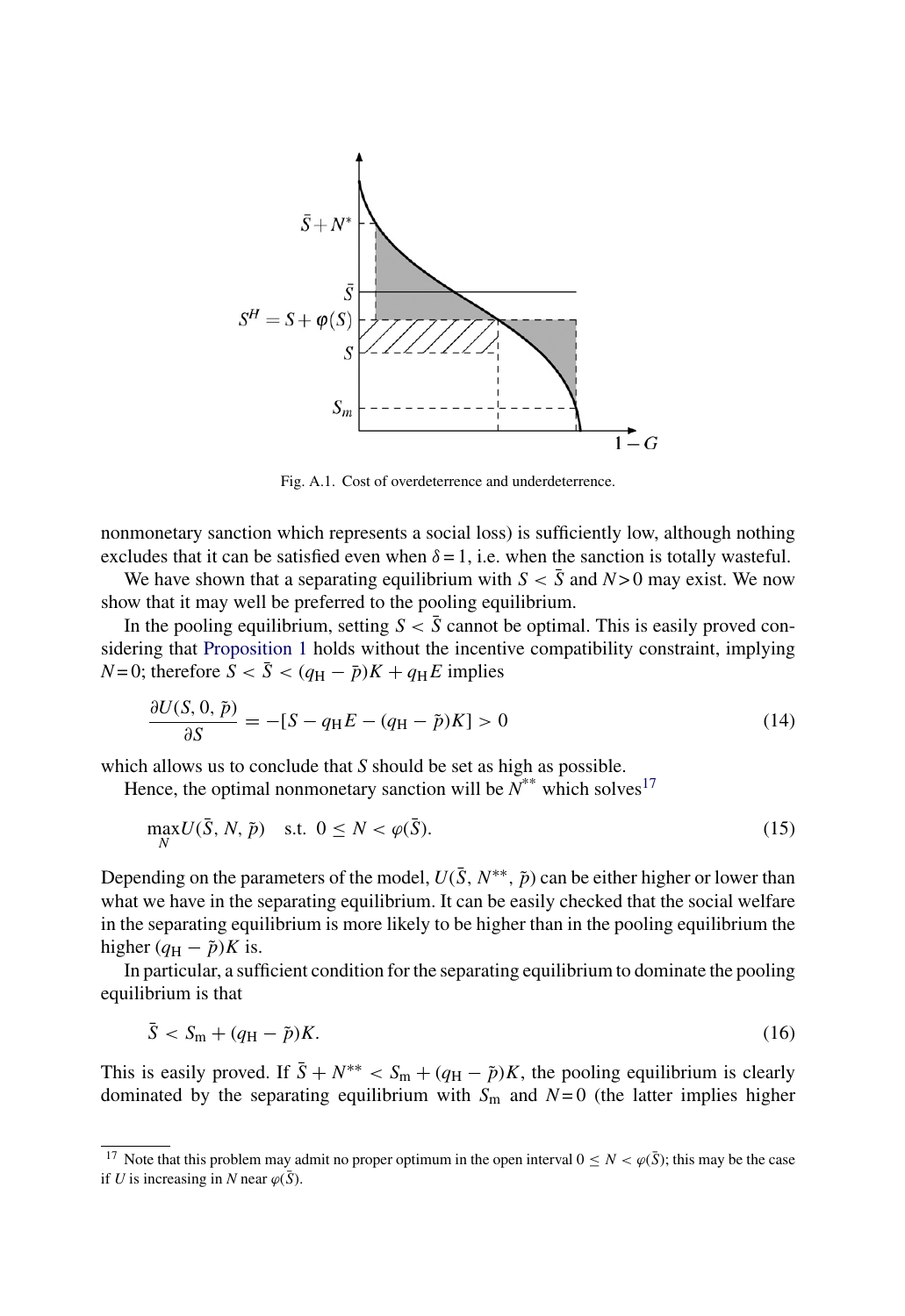Fig. A.1. Cost of overdeterrence and underdeterrence.

nonmonetary sanction which represents a social loss) is sufficiently low, although nothing excludes that it can be satisfied even when $\delta = 1$, i.e. when the sanction is totally wasteful.

We have shown that a separating equilibrium with $S < \bar{S}$ and $N > 0$ may exist. We now show that it may well be preferred to the pooling equilibrium.

In the pooling equilibrium, setting $S < \bar{S}$ cannot be optimal. This is easily proved considering that Proposition 1 holds without the incentive compatibility constraint, implying $N = 0$; therefore $S < \bar{S} < (q_{\mathrm{H}} - \tilde{p})K + q_{\mathrm{H}}E$ implies

$$\frac{\partial U(S, 0, \tilde{p})}{\partial S} = -[S - q_{\mathrm{H}}E - (q_{\mathrm{H}} - \tilde{p})K] > 0 \tag{14}$$

which allows us to conclude that $S$ should be set as high as possible.

Hence, the optimal nonmonetary sanction will be $N^{**}$ which solves[17]

$$\max_{N} U(\bar{S}, N, \tilde{p}) \quad \text{s.t.} \;\; 0 \leq N < \varphi(\bar{S}). \tag{15}$$

Depending on the parameters of the model, $U(\bar{S}, N^{**}, \tilde{p})$ can be either higher or lower than what we have in the separating equilibrium. It can be easily checked that the social welfare in the separating equilibrium is more likely to be higher than in the pooling equilibrium the higher $(q_{\mathrm{H}} - \tilde{p})K$ is.

In particular, a sufficient condition for the separating equilibrium to dominate the pooling equilibrium is that

$$\bar{S} < S_{\mathrm{m}} + (q_{\mathrm{H}} - \tilde{p})K. \tag{16}$$

This is easily proved. If $\bar{S} + N^{**} < S_{\mathrm{m}} + (q_{\mathrm{H}} - \tilde{p})K$, the pooling equilibrium is clearly dominated by the separating equilibrium with $S_{\mathrm{m}}$ and $N = 0$ (the latter implies higher

[17] Note that this problem may admit no proper optimum in the open interval $0 \leq N < \varphi(\bar{S})$; this may be the case if $U$ is increasing in $N$ near $\varphi(\bar{S})$.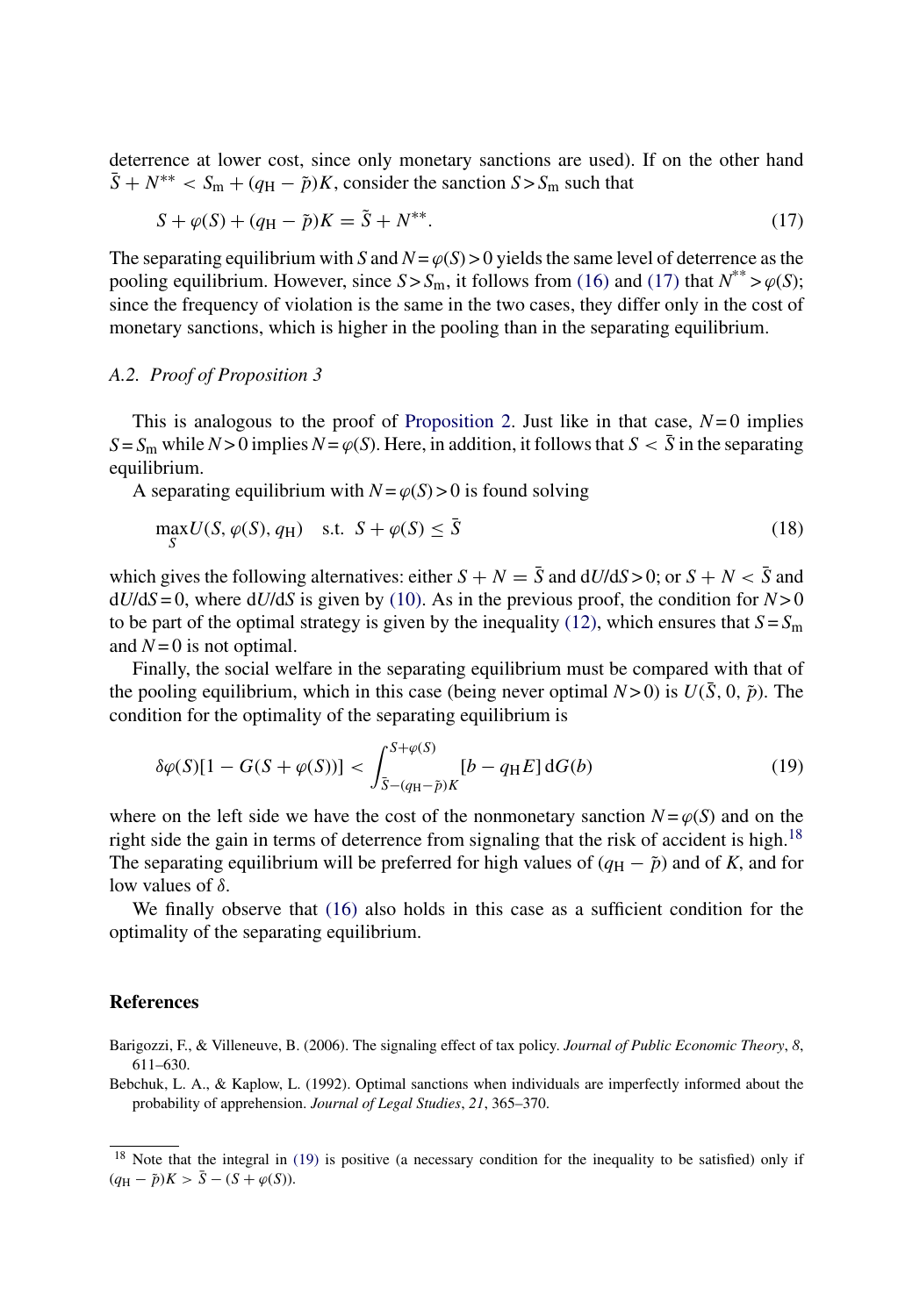deterrence at lower cost, since only monetary sanctions are used). If on the other hand $\bar{S} + N^{**} < S_m + (q_H - \tilde{p})K$, consider the sanction $S > S_m$ such that

$$S + \varphi(S) + (q_H - \tilde{p})K = \tilde{S} + N^{**}. \tag{17}$$

The separating equilibrium with $S$ and $N = \varphi(S) > 0$ yields the same level of deterrence as the pooling equilibrium. However, since $S > S_m$, it follows from (16) and (17) that $N^{**} > \varphi(S)$; since the frequency of violation is the same in the two cases, they differ only in the cost of monetary sanctions, which is higher in the pooling than in the separating equilibrium.

### A.2. *Proof of Proposition 3*

This is analogous to the proof of Proposition 2. Just like in that case, $N = 0$ implies $S = S_m$ while $N > 0$ implies $N = \varphi(S)$. Here, in addition, it follows that $S < \bar{S}$ in the separating equilibrium.

A separating equilibrium with $N = \varphi(S) > 0$ is found solving

$$\max_S U(S, \varphi(S), q_H) \quad \text{s.t.} \;\; S + \varphi(S) \leq \bar{S} \tag{18}$$

which gives the following alternatives: either $S + N = \bar{S}$ and $dU/dS > 0$; or $S + N < \bar{S}$ and $dU/dS = 0$, where $dU/dS$ is given by (10). As in the previous proof, the condition for $N > 0$ to be part of the optimal strategy is given by the inequality (12), which ensures that $S = S_m$ and $N = 0$ is not optimal.

Finally, the social welfare in the separating equilibrium must be compared with that of the pooling equilibrium, which in this case (being never optimal $N > 0$) is $U(\bar{S}, 0, \tilde{p})$. The condition for the optimality of the separating equilibrium is

$$\delta\varphi(S)[1 - G(S + \varphi(S))] < \int_{\bar{S}-(q_H-\tilde{p})K}^{S+\varphi(S)} [b - q_H E] \, dG(b) \tag{19}$$

where on the left side we have the cost of the nonmonetary sanction $N = \varphi(S)$ and on the right side the gain in terms of deterrence from signaling that the risk of accident is high.[18] The separating equilibrium will be preferred for high values of $(q_H - \tilde{p})$ and of $K$, and for low values of $\delta$.

We finally observe that (16) also holds in this case as a sufficient condition for the optimality of the separating equilibrium.

## References

Barigozzi, F., & Villeneuve, B. (2006). The signaling effect of tax policy. *Journal of Public Economic Theory*, *8*, 611–630.

Bebchuk, L. A., & Kaplow, L. (1992). Optimal sanctions when individuals are imperfectly informed about the probability of apprehension. *Journal of Legal Studies*, *21*, 365–370.

[18] Note that the integral in (19) is positive (a necessary condition for the inequality to be satisfied) only if $(q_H - \tilde{p})K > \bar{S} - (S + \varphi(S))$.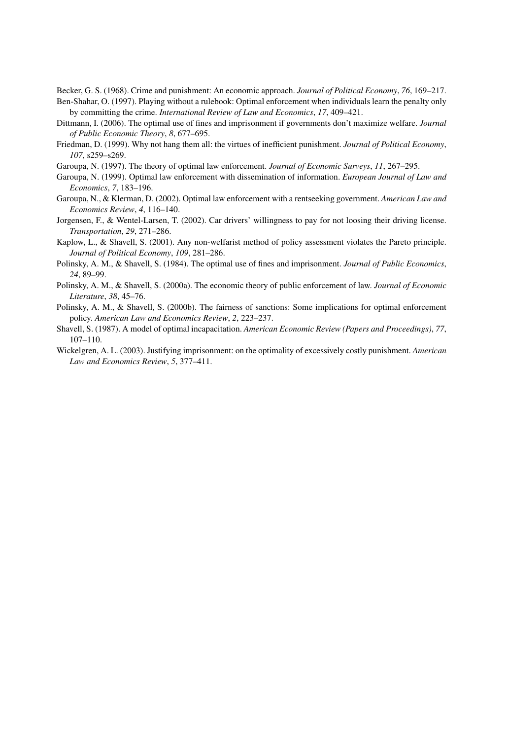Becker, G. S. (1968). Crime and punishment: An economic approach. *Journal of Political Economy*, *76*, 169–217.

Ben-Shahar, O. (1997). Playing without a rulebook: Optimal enforcement when individuals learn the penalty only by committing the crime. *International Review of Law and Economics*, *17*, 409–421.

Dittmann, I. (2006). The optimal use of fines and imprisonment if governments don't maximize welfare. *Journal of Public Economic Theory*, *8*, 677–695.

Friedman, D. (1999). Why not hang them all: the virtues of inefficient punishment. *Journal of Political Economy*, *107*, s259–s269.

Garoupa, N. (1997). The theory of optimal law enforcement. *Journal of Economic Surveys*, *11*, 267–295.

Garoupa, N. (1999). Optimal law enforcement with dissemination of information. *European Journal of Law and Economics*, *7*, 183–196.

Garoupa, N., & Klerman, D. (2002). Optimal law enforcement with a rentseeking government. *American Law and Economics Review*, *4*, 116–140.

Jorgensen, F., & Wentel-Larsen, T. (2002). Car drivers' willingness to pay for not loosing their driving license. *Transportation*, *29*, 271–286.

Kaplow, L., & Shavell, S. (2001). Any non-welfarist method of policy assessment violates the Pareto principle. *Journal of Political Economy*, *109*, 281–286.

Polinsky, A. M., & Shavell, S. (1984). The optimal use of fines and imprisonment. *Journal of Public Economics*, *24*, 89–99.

Polinsky, A. M., & Shavell, S. (2000a). The economic theory of public enforcement of law. *Journal of Economic Literature*, *38*, 45–76.

Polinsky, A. M., & Shavell, S. (2000b). The fairness of sanctions: Some implications for optimal enforcement policy. *American Law and Economics Review*, *2*, 223–237.

Shavell, S. (1987). A model of optimal incapacitation. *American Economic Review (Papers and Proceedings)*, *77*, 107–110.

Wickelgren, A. L. (2003). Justifying imprisonment: on the optimality of excessively costly punishment. *American Law and Economics Review*, *5*, 377–411.